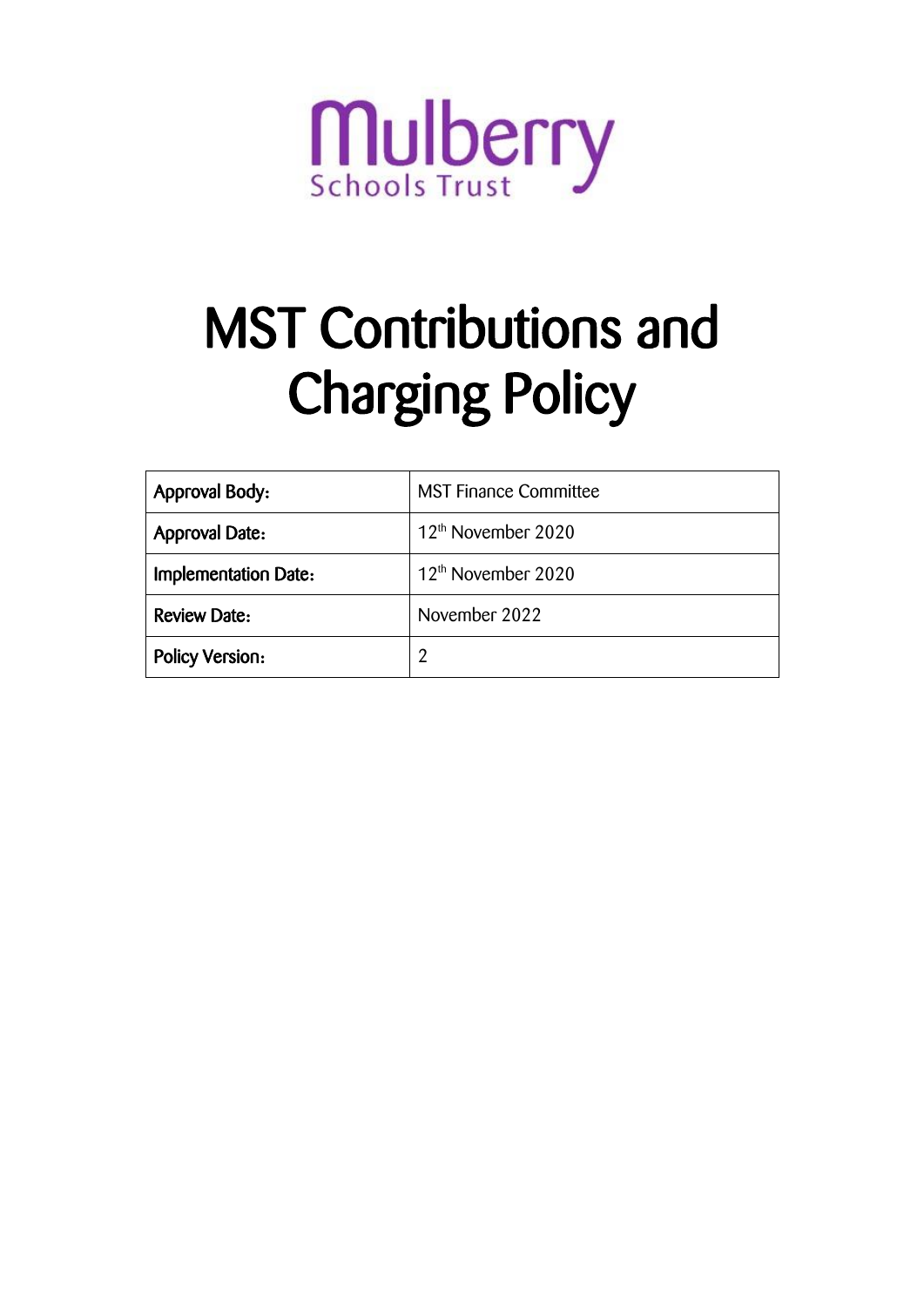Mulberry Schools Trust

# MST Contributions and Charging Policy

| Approval Body: | MST Finance Committee |
|---|---|
| Approval Date: | 12th November 2020 |
| Implementation Date: | 12th November 2020 |
| Review Date: | November 2022 |
| Policy Version: | 2 |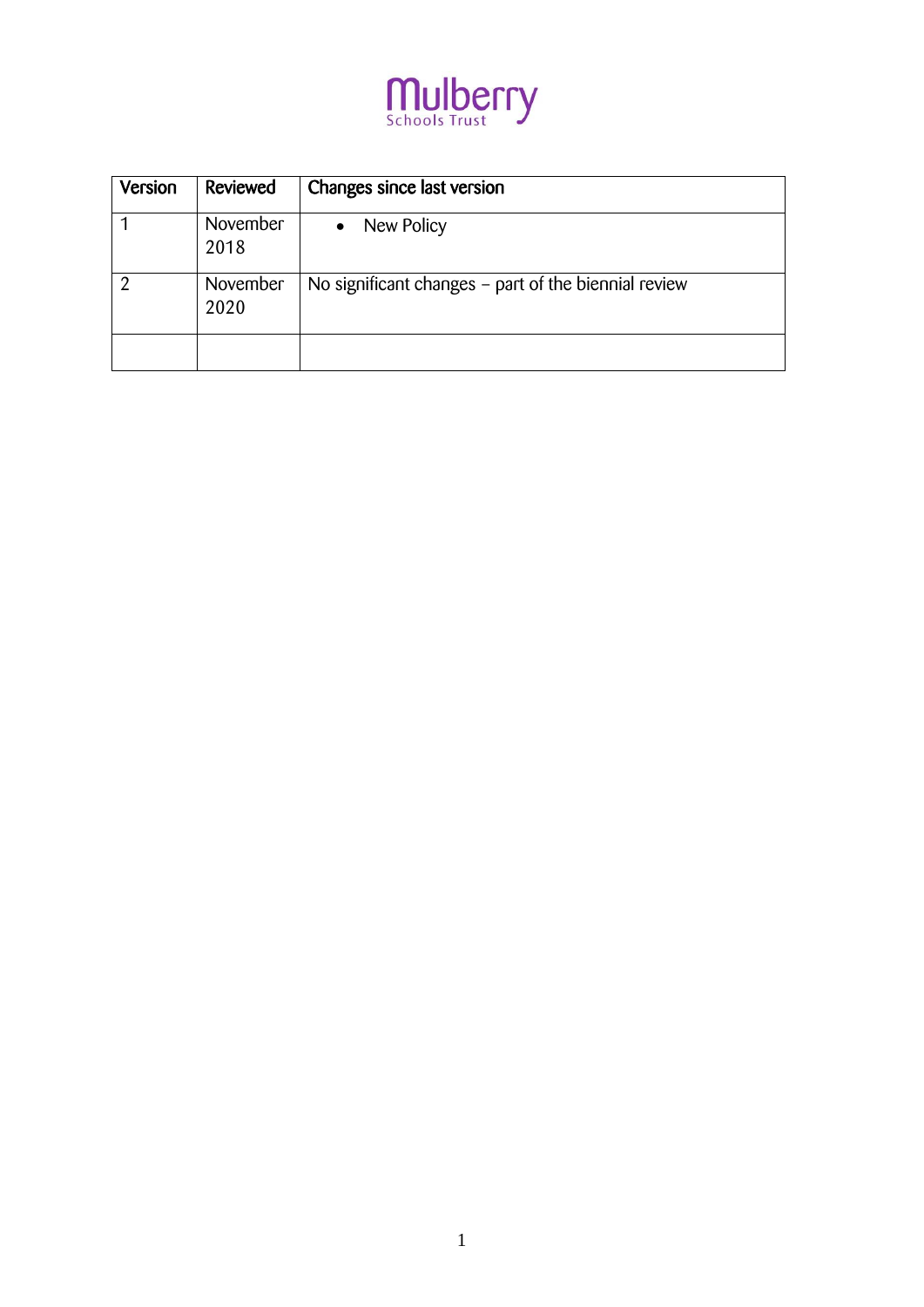Mulberry Schools Trust

| Version | Reviewed | Changes since last version |
|---|---|---|
| 1 | November 2018 | • New Policy |
| 2 | November 2020 | No significant changes – part of the biennial review |
| | | |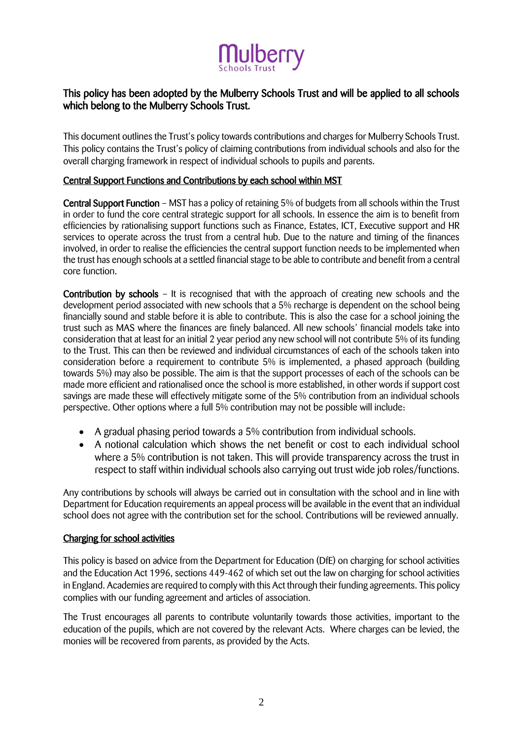# Mulberry Schools Trust

**This policy has been adopted by the Mulberry Schools Trust and will be applied to all schools which belong to the Mulberry Schools Trust.**

This document outlines the Trust's policy towards contributions and charges for Mulberry Schools Trust. This policy contains the Trust's policy of claiming contributions from individual schools and also for the overall charging framework in respect of individual schools to pupils and parents.

## Central Support Functions and Contributions by each school within MST

**Central Support Function** – MST has a policy of retaining 5% of budgets from all schools within the Trust in order to fund the core central strategic support for all schools. In essence the aim is to benefit from efficiencies by rationalising support functions such as Finance, Estates, ICT, Executive support and HR services to operate across the trust from a central hub. Due to the nature and timing of the finances involved, in order to realise the efficiencies the central support function needs to be implemented when the trust has enough schools at a settled financial stage to be able to contribute and benefit from a central core function.

**Contribution by schools** – It is recognised that with the approach of creating new schools and the development period associated with new schools that a 5% recharge is dependent on the school being financially sound and stable before it is able to contribute. This is also the case for a school joining the trust such as MAS where the finances are finely balanced. All new schools' financial models take into consideration that at least for an initial 2 year period any new school will not contribute 5% of its funding to the Trust. This can then be reviewed and individual circumstances of each of the schools taken into consideration before a requirement to contribute 5% is implemented, a phased approach (building towards 5%) may also be possible. The aim is that the support processes of each of the schools can be made more efficient and rationalised once the school is more established, in other words if support cost savings are made these will effectively mitigate some of the 5% contribution from an individual schools perspective. Other options where a full 5% contribution may not be possible will include:

- A gradual phasing period towards a 5% contribution from individual schools.
- A notional calculation which shows the net benefit or cost to each individual school where a 5% contribution is not taken. This will provide transparency across the trust in respect to staff within individual schools also carrying out trust wide job roles/functions.

Any contributions by schools will always be carried out in consultation with the school and in line with Department for Education requirements an appeal process will be available in the event that an individual school does not agree with the contribution set for the school. Contributions will be reviewed annually.

## Charging for school activities

This policy is based on advice from the Department for Education (DfE) on charging for school activities and the Education Act 1996, sections 449-462 of which set out the law on charging for school activities in England. Academies are required to comply with this Act through their funding agreements. This policy complies with our funding agreement and articles of association.

The Trust encourages all parents to contribute voluntarily towards those activities, important to the education of the pupils, which are not covered by the relevant Acts. Where charges can be levied, the monies will be recovered from parents, as provided by the Acts.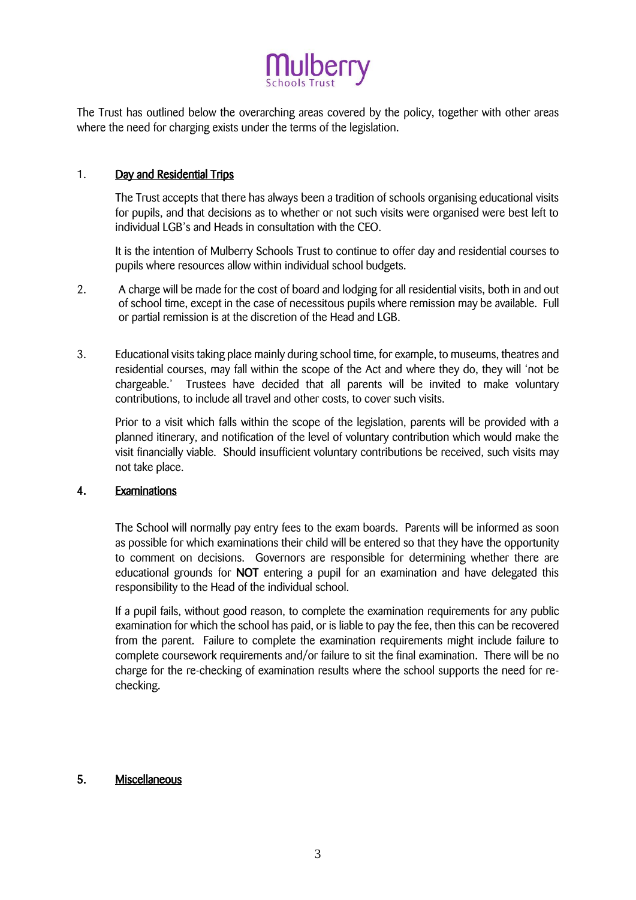The Trust has outlined below the overarching areas covered by the policy, together with other areas where the need for charging exists under the terms of the legislation.

1. **Day and Residential Trips**

   The Trust accepts that there has always been a tradition of schools organising educational visits for pupils, and that decisions as to whether or not such visits were organised were best left to individual LGB's and Heads in consultation with the CEO.

   It is the intention of Mulberry Schools Trust to continue to offer day and residential courses to pupils where resources allow within individual school budgets.

2. A charge will be made for the cost of board and lodging for all residential visits, both in and out of school time, except in the case of necessitous pupils where remission may be available. Full or partial remission is at the discretion of the Head and LGB.

3. Educational visits taking place mainly during school time, for example, to museums, theatres and residential courses, may fall within the scope of the Act and where they do, they will 'not be chargeable.' Trustees have decided that all parents will be invited to make voluntary contributions, to include all travel and other costs, to cover such visits.

   Prior to a visit which falls within the scope of the legislation, parents will be provided with a planned itinerary, and notification of the level of voluntary contribution which would make the visit financially viable. Should insufficient voluntary contributions be received, such visits may not take place.

4. **Examinations**

   The School will normally pay entry fees to the exam boards. Parents will be informed as soon as possible for which examinations their child will be entered so that they have the opportunity to comment on decisions. Governors are responsible for determining whether there are educational grounds for **NOT** entering a pupil for an examination and have delegated this responsibility to the Head of the individual school.

   If a pupil fails, without good reason, to complete the examination requirements for any public examination for which the school has paid, or is liable to pay the fee, then this can be recovered from the parent. Failure to complete the examination requirements might include failure to complete coursework requirements and/or failure to sit the final examination. There will be no charge for the re-checking of examination results where the school supports the need for re-checking.

5. **Miscellaneous**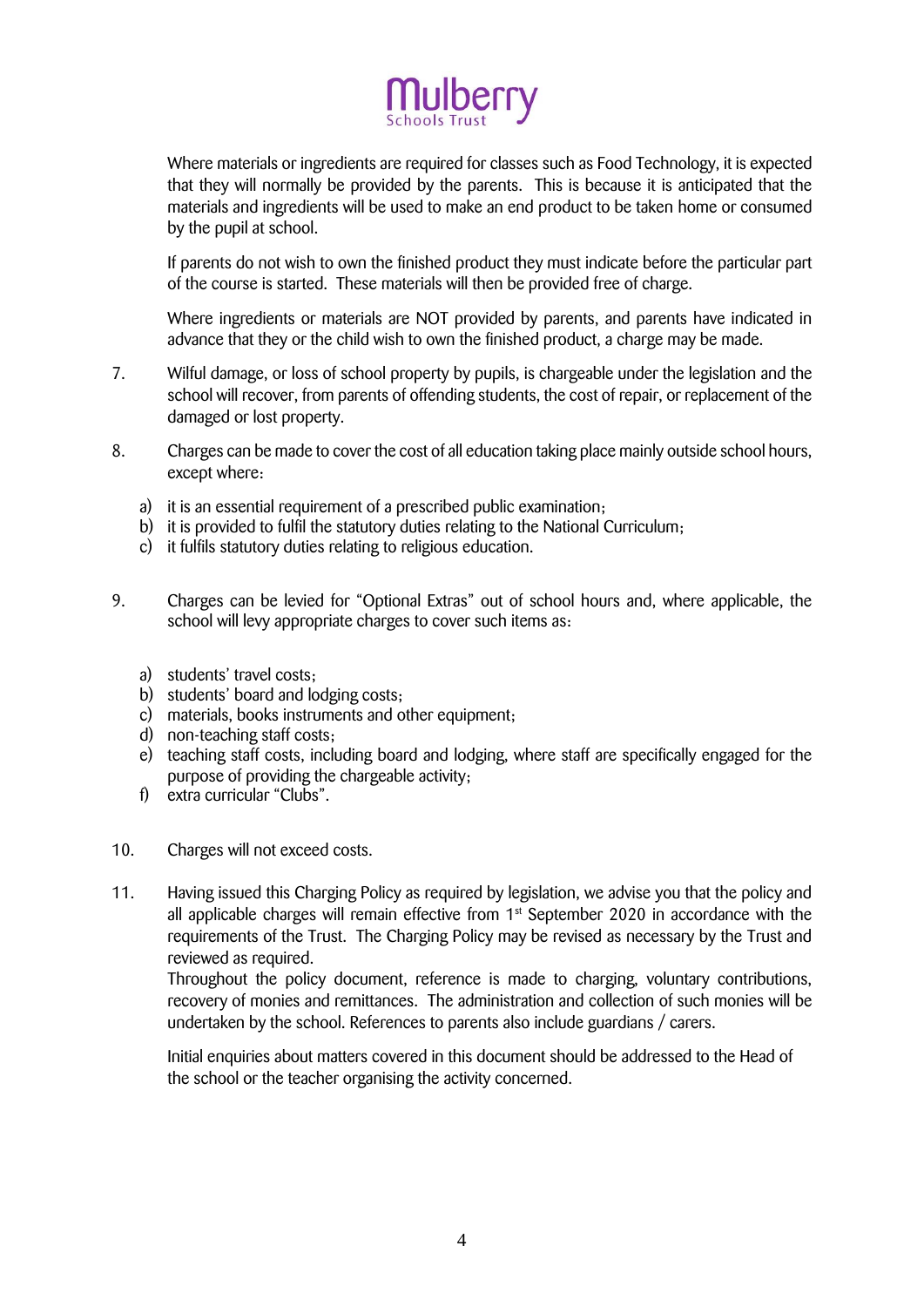Where materials or ingredients are required for classes such as Food Technology, it is expected that they will normally be provided by the parents. This is because it is anticipated that the materials and ingredients will be used to make an end product to be taken home or consumed by the pupil at school.

If parents do not wish to own the finished product they must indicate before the particular part of the course is started. These materials will then be provided free of charge.

Where ingredients or materials are NOT provided by parents, and parents have indicated in advance that they or the child wish to own the finished product, a charge may be made.

7. Wilful damage, or loss of school property by pupils, is chargeable under the legislation and the school will recover, from parents of offending students, the cost of repair, or replacement of the damaged or lost property.

8. Charges can be made to cover the cost of all education taking place mainly outside school hours, except where:

   a) it is an essential requirement of a prescribed public examination;
   b) it is provided to fulfil the statutory duties relating to the National Curriculum;
   c) it fulfils statutory duties relating to religious education.

9. Charges can be levied for "Optional Extras" out of school hours and, where applicable, the school will levy appropriate charges to cover such items as:

   a) students' travel costs;
   b) students' board and lodging costs;
   c) materials, books instruments and other equipment;
   d) non-teaching staff costs;
   e) teaching staff costs, including board and lodging, where staff are specifically engaged for the purpose of providing the chargeable activity;
   f) extra curricular "Clubs".

10. Charges will not exceed costs.

11. Having issued this Charging Policy as required by legislation, we advise you that the policy and all applicable charges will remain effective from 1st September 2020 in accordance with the requirements of the Trust. The Charging Policy may be revised as necessary by the Trust and reviewed as required.
    Throughout the policy document, reference is made to charging, voluntary contributions, recovery of monies and remittances. The administration and collection of such monies will be undertaken by the school. References to parents also include guardians / carers.

    Initial enquiries about matters covered in this document should be addressed to the Head of the school or the teacher organising the activity concerned.